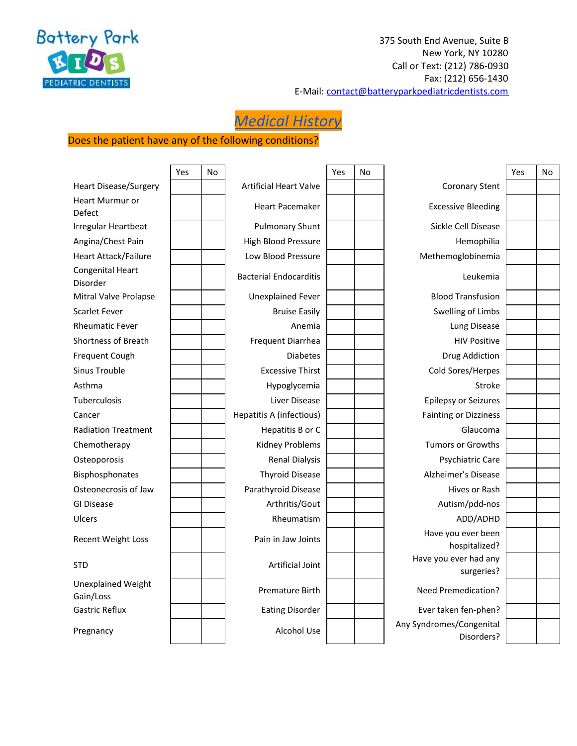Battery Park KIDS PEDIATRIC DENTISTS

375 South End Avenue, Suite B
New York, NY 10280
Call or Text: (212) 786-0930
Fax: (212) 656-1430
E-Mail: contact@batteryparkpediatricdentists.com

# Medical History

**Does the patient have any of the following conditions?**

| | Yes | No | | Yes | No | | Yes | No |
|---|---|---|---|---|---|---|---|---|
| Heart Disease/Surgery | | | Artificial Heart Valve | | | Coronary Stent | | |
| Heart Murmur or Defect | | | Heart Pacemaker | | | Excessive Bleeding | | |
| Irregular Heartbeat | | | Pulmonary Shunt | | | Sickle Cell Disease | | |
| Angina/Chest Pain | | | High Blood Pressure | | | Hemophilia | | |
| Heart Attack/Failure | | | Low Blood Pressure | | | Methemoglobinemia | | |
| Congenital Heart Disorder | | | Bacterial Endocarditis | | | Leukemia | | |
| Mitral Valve Prolapse | | | Unexplained Fever | | | Blood Transfusion | | |
| Scarlet Fever | | | Bruise Easily | | | Swelling of Limbs | | |
| Rheumatic Fever | | | Anemia | | | Lung Disease | | |
| Shortness of Breath | | | Frequent Diarrhea | | | HIV Positive | | |
| Frequent Cough | | | Diabetes | | | Drug Addiction | | |
| Sinus Trouble | | | Excessive Thirst | | | Cold Sores/Herpes | | |
| Asthma | | | Hypoglycemia | | | Stroke | | |
| Tuberculosis | | | Liver Disease | | | Epilepsy or Seizures | | |
| Cancer | | | Hepatitis A (infectious) | | | Fainting or Dizziness | | |
| Radiation Treatment | | | Hepatitis B or C | | | Glaucoma | | |
| Chemotherapy | | | Kidney Problems | | | Tumors or Growths | | |
| Osteoporosis | | | Renal Dialysis | | | Psychiatric Care | | |
| Bisphosphonates | | | Thyroid Disease | | | Alzheimer's Disease | | |
| Osteonecrosis of Jaw | | | Parathyroid Disease | | | Hives or Rash | | |
| GI Disease | | | Arthritis/Gout | | | Autism/pdd-nos | | |
| Ulcers | | | Rheumatism | | | ADD/ADHD | | |
| Recent Weight Loss | | | Pain in Jaw Joints | | | Have you ever been hospitalized? | | |
| STD | | | Artificial Joint | | | Have you ever had any surgeries? | | |
| Unexplained Weight Gain/Loss | | | Premature Birth | | | Need Premedication? | | |
| Gastric Reflux | | | Eating Disorder | | | Ever taken fen-phen? | | |
| Pregnancy | | | Alcohol Use | | | Any Syndromes/Congenital Disorders? | | |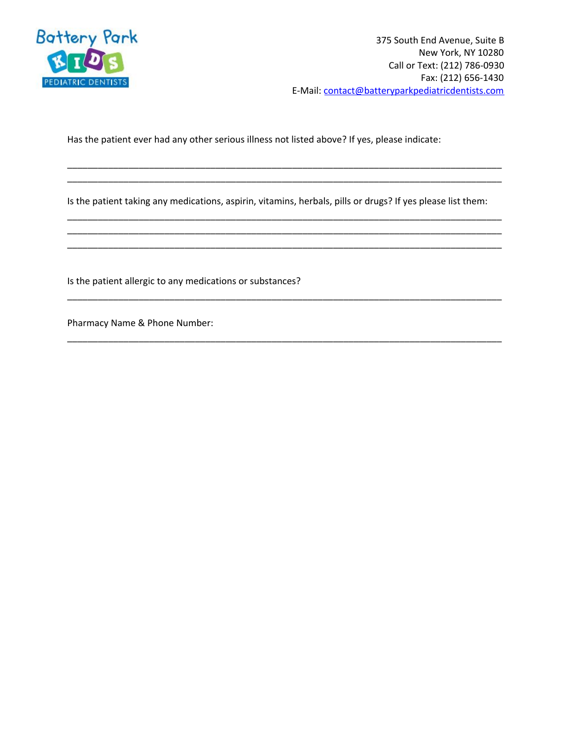375 South End Avenue, Suite B
New York, NY 10280
Call or Text: (212) 786-0930
Fax: (212) 656-1430
E-Mail: contact@batteryparkpediatricdentists.com

Has the patient ever had any other serious illness not listed above? If yes, please indicate:

_______________________________________________________________________________
_______________________________________________________________________________

Is the patient taking any medications, aspirin, vitamins, herbals, pills or drugs? If yes please list them:

_______________________________________________________________________________
_______________________________________________________________________________
_______________________________________________________________________________

Is the patient allergic to any medications or substances?

_______________________________________________________________________________

Pharmacy Name & Phone Number:

_______________________________________________________________________________